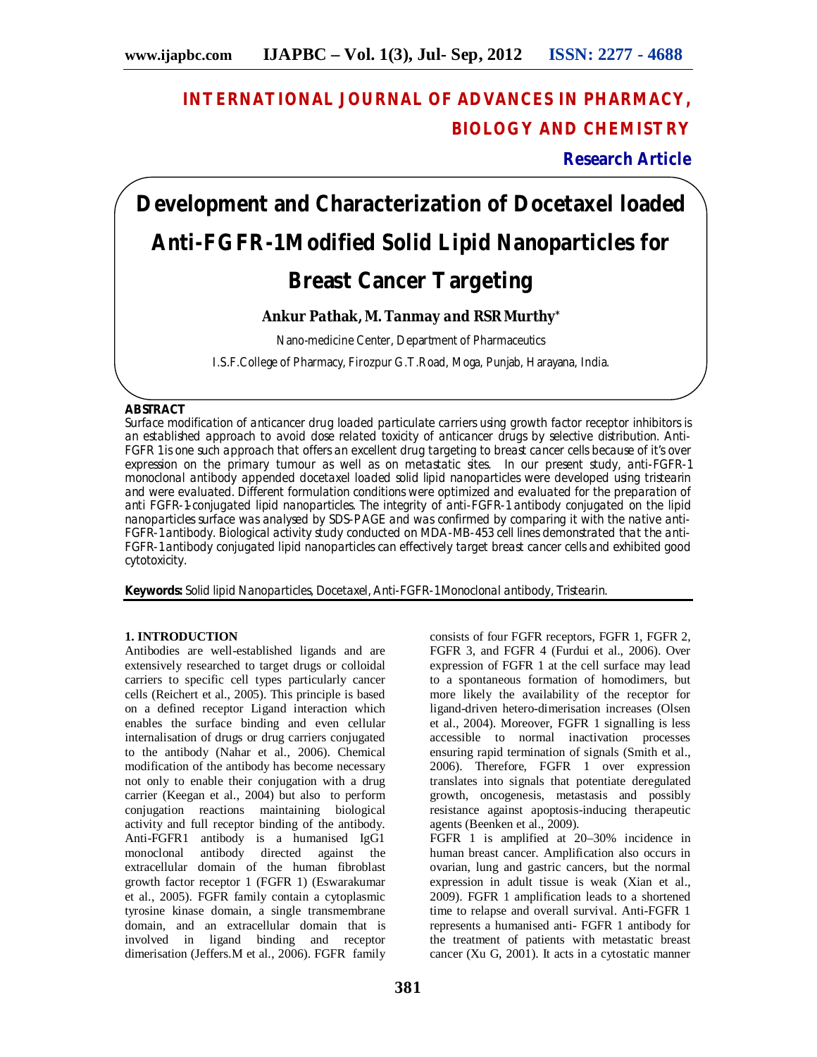# INTERNATIONAL JOURNAL OF ADVANCES IN PHARMACY, BIOLOGY AND CHEMISTRY

**Research Article**

# Development and Characterization of Docetaxel loaded Anti-FGFR-1Modified Solid Lipid Nanoparticles for Breast Cancer Targeting

**Ankur Pathak, M. Tanmay and RSR Murthy***

Nano-medicine Center, Department of Pharmaceutics

I.S.F.College of Pharmacy, Firozpur G.T.Road, Moga, Punjab, Harayana, India.

## ABSTRACT

*Surface modification of anticancer drug loaded particulate carriers using growth factor receptor inhibitors is an established approach to avoid dose related toxicity of anticancer drugs by selective distribution. Anti-FGFR 1 is one such approach that offers an excellent drug targeting to breast cancer cells because of it's over expression on the primary tumour as well as on metastatic sites. In our present study, anti-FGFR-1 monoclonal antibody appended docetaxel loaded solid lipid nanoparticles were developed using tristearin and were evaluated. Different formulation conditions were optimized and evaluated for the preparation of anti FGFR-1-conjugated lipid nanoparticles. The integrity of anti-FGFR-1 antibody conjugated on the lipid nanoparticles surface was analysed by SDS-PAGE and was confirmed by comparing it with the native anti-FGFR-1 antibody. Biological activity study conducted on MDA-MB-453 cell lines demonstrated that the anti-FGFR-1 antibody conjugated lipid nanoparticles can effectively target breast cancer cells and exhibited good cytotoxicity.*

**Keywords:** Solid lipid Nanoparticles, Docetaxel, Anti-FGFR-1 Monoclonal antibody, Tristearin.

## 1. INTRODUCTION

Antibodies are well-established ligands and are extensively researched to target drugs or colloidal carriers to specific cell types particularly cancer cells (Reichert et al., 2005). This principle is based on a defined receptor Ligand interaction which enables the surface binding and even cellular internalisation of drugs or drug carriers conjugated to the antibody (Nahar et al., 2006). Chemical modification of the antibody has become necessary not only to enable their conjugation with a drug carrier (Keegan et al., 2004) but also to perform conjugation reactions maintaining biological activity and full receptor binding of the antibody. Anti-FGFR1 antibody is a humanised IgG1 monoclonal antibody directed against the extracellular domain of the human fibroblast growth factor receptor 1 (FGFR 1) (Eswarakumar et al., 2005). FGFR family contain a cytoplasmic tyrosine kinase domain, a single transmembrane domain, and an extracellular domain that is involved in ligand binding and receptor dimerisation (Jeffers.M et al., 2006). FGFR family consists of four FGFR receptors, FGFR 1, FGFR 2, FGFR 3, and FGFR 4 (Furdui et al., 2006). Over expression of FGFR 1 at the cell surface may lead to a spontaneous formation of homodimers, but more likely the availability of the receptor for ligand-driven hetero-dimerisation increases (Olsen et al., 2004). Moreover, FGFR 1 signalling is less accessible to normal inactivation processes ensuring rapid termination of signals (Smith et al., 2006). Therefore, FGFR 1 over expression translates into signals that potentiate deregulated growth, oncogenesis, metastasis and possibly resistance against apoptosis-inducing therapeutic agents (Beenken et al., 2009).

FGFR 1 is amplified at 20–30% incidence in human breast cancer. Amplification also occurs in ovarian, lung and gastric cancers, but the normal expression in adult tissue is weak (Xian et al., 2009). FGFR 1 amplification leads to a shortened time to relapse and overall survival. Anti-FGFR 1 represents a humanised anti- FGFR 1 antibody for the treatment of patients with metastatic breast cancer (Xu G, 2001). It acts in a cytostatic manner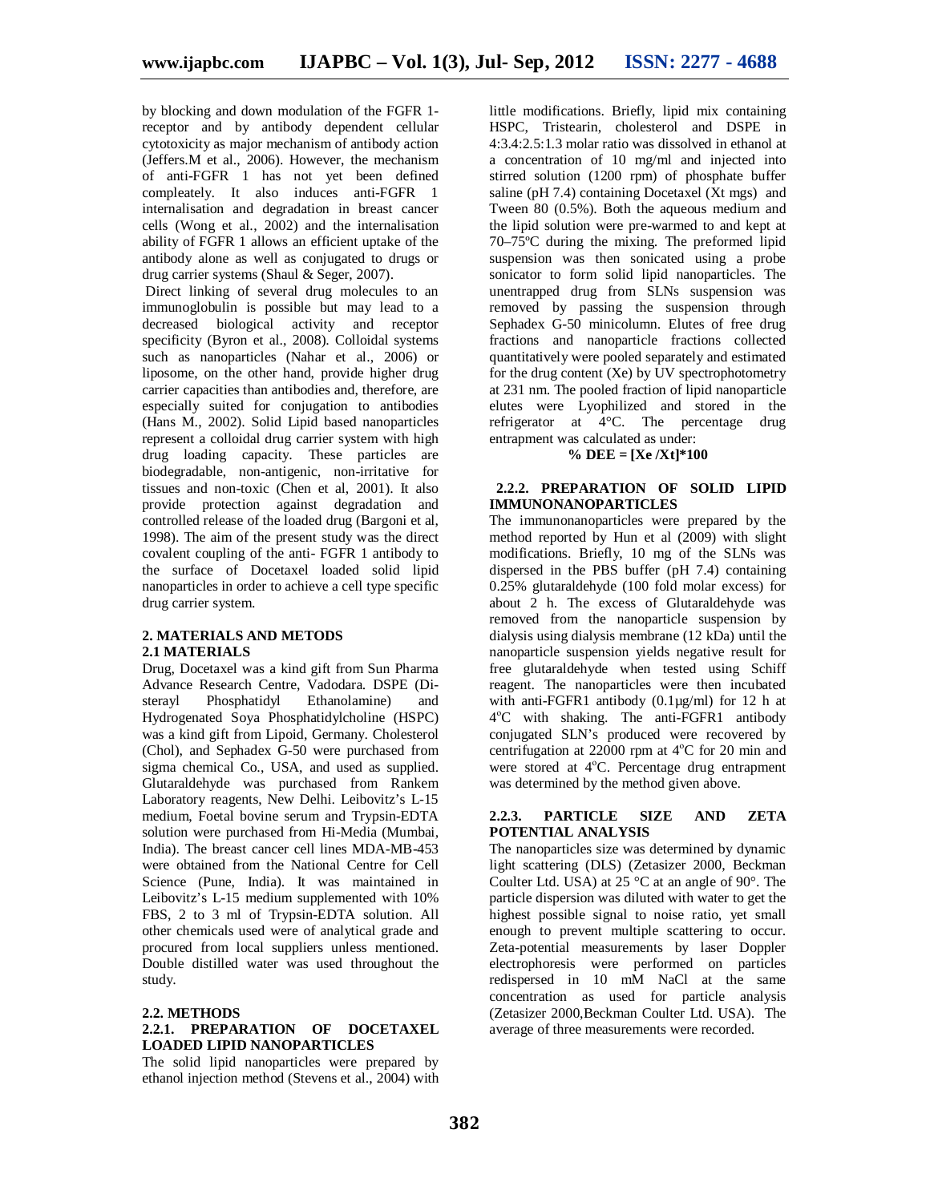by blocking and down modulation of the FGFR 1-receptor and by antibody dependent cellular cytotoxicity as major mechanism of antibody action (Jeffers.M et al., 2006). However, the mechanism of anti-FGFR 1 has not yet been defined compleatelety. It also induces anti-FGFR 1 internalisation and degradation in breast cancer cells (Wong et al., 2002) and the internalisation ability of FGFR 1 allows an efficient uptake of the antibody alone as well as conjugated to drugs or drug carrier systems (Shaul & Seger, 2007).

Direct linking of several drug molecules to an immunoglobulin is possible but may lead to a decreased biological activity and receptor specificity (Byron et al., 2008). Colloidal systems such as nanoparticles (Nahar et al., 2006) or liposome, on the other hand, provide higher drug carrier capacities than antibodies and, therefore, are especially suited for conjugation to antibodies (Hans M., 2002). Solid Lipid based nanoparticles represent a colloidal drug carrier system with high drug loading capacity. These particles are biodegradable, non-antigenic, non-irritative for tissues and non-toxic (Chen et al, 2001). It also provide protection against degradation and controlled release of the loaded drug (Bargoni et al, 1998). The aim of the present study was the direct covalent coupling of the anti- FGFR 1 antibody to the surface of Docetaxel loaded solid lipid nanoparticles in order to achieve a cell type specific drug carrier system.

## 2. MATERIALS AND METODS

### 2.1 MATERIALS

Drug, Docetaxel was a kind gift from Sun Pharma Advance Research Centre, Vadodara. DSPE (Di-steryl Phosphatidyl Ethanolamine) and Hydrogenated Soya Phosphatidylcholine (HSPC) was a kind gift from Lipoid, Germany. Cholesterol (Chol), and Sephadex G-50 were purchased from sigma chemical Co., USA, and used as supplied. Glutaraldehyde was purchased from Rankem Laboratory reagents, New Delhi. Leibovitz's L-15 medium, Foetal bovine serum and Trypsin-EDTA solution were purchased from Hi-Media (Mumbai, India). The breast cancer cell lines MDA-MB-453 were obtained from the National Centre for Cell Science (Pune, India). It was maintained in Leibovitz's L-15 medium supplemented with 10% FBS, 2 to 3 ml of Trypsin-EDTA solution. All other chemicals used were of analytical grade and procured from local suppliers unless mentioned. Double distilled water was used throughout the study.

### 2.2. METHODS

#### 2.2.1. PREPARATION OF DOCETAXEL LOADED LIPID NANOPARTICLES

The solid lipid nanoparticles were prepared by ethanol injection method (Stevens et al., 2004) with little modifications. Briefly, lipid mix containing HSPC, Tristearin, cholesterol and DSPE in 4:3.4:2.5:1.3 molar ratio was dissolved in ethanol at a concentration of 10 mg/ml and injected into stirred solution (1200 rpm) of phosphate buffer saline (pH 7.4) containing Docetaxel (Xt mgs) and Tween 80 (0.5%). Both the aqueous medium and the lipid solution were pre-warmed to and kept at 70–75ºC during the mixing. The preformed lipid suspension was then sonicated using a probe sonicator to form solid lipid nanoparticles. The unentrapped drug from SLNs suspension was removed by passing the suspension through Sephadex G-50 minicolumn. Elutes of free drug fractions and nanoparticle fractions collected quantitatively were pooled separately and estimated for the drug content (Xe) by UV spectrophotometry at 231 nm. The pooled fraction of lipid nanoparticle elutes were Lyophilized and stored in the refrigerator at 4°C. The percentage drug entrapment was calculated as under:

$$\% \text{ DEE} = [Xe / Xt] * 100$$

#### 2.2.2. PREPARATION OF SOLID LIPID IMMUNONANOPARTICLES

The immunonanoparticles were prepared by the method reported by Hun et al (2009) with slight modifications. Briefly, 10 mg of the SLNs was dispersed in the PBS buffer (pH 7.4) containing 0.25% glutaraldehyde (100 fold molar excess) for about 2 h. The excess of Glutaraldehyde was removed from the nanoparticle suspension by dialysis using dialysis membrane (12 kDa) until the nanoparticle suspension yields negative result for free glutaraldehyde when tested using Schiff reagent. The nanoparticles were then incubated with anti-FGFR1 antibody (0.1µg/ml) for 12 h at 4ºC with shaking. The anti-FGFR1 antibody conjugated SLN's produced were recovered by centrifugation at 22000 rpm at 4ºC for 20 min and were stored at 4ºC. Percentage drug entrapment was determined by the method given above.

#### 2.2.3. PARTICLE SIZE AND ZETA POTENTIAL ANALYSIS

The nanoparticles size was determined by dynamic light scattering (DLS) (Zetasizer 2000, Beckman Coulter Ltd. USA) at 25 °C at an angle of 90°. The particle dispersion was diluted with water to get the highest possible signal to noise ratio, yet small enough to prevent multiple scattering to occur. Zeta-potential measurements by laser Doppler electrophoresis were performed on particles redispersed in 10 mM NaCl at the same concentration as used for particle analysis (Zetasizer 2000,Beckman Coulter Ltd. USA). The average of three measurements were recorded.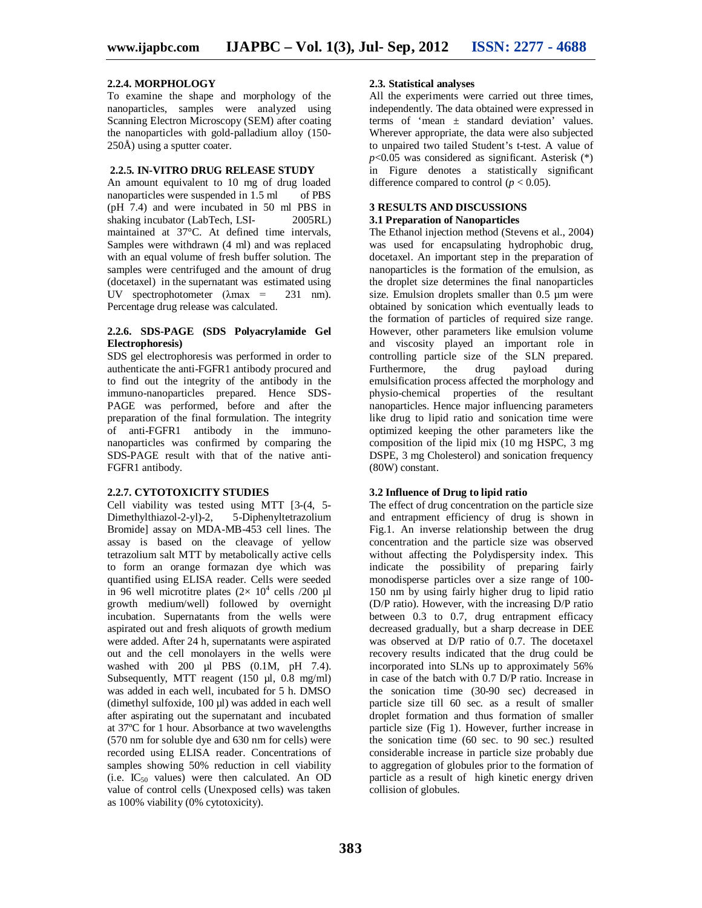#### 2.2.4. MORPHOLOGY

To examine the shape and morphology of the nanoparticles, samples were analyzed using Scanning Electron Microscopy (SEM) after coating the nanoparticles with gold-palladium alloy (150-250Å) using a sputter coater.

#### 2.2.5. IN-VITRO DRUG RELEASE STUDY

An amount equivalent to 10 mg of drug loaded nanoparticles were suspended in 1.5 ml of PBS (pH 7.4) and were incubated in 50 ml PBS in shaking incubator (LabTech, LSI- 2005RL) maintained at 37°C. At defined time intervals, Samples were withdrawn (4 ml) and was replaced with an equal volume of fresh buffer solution. The samples were centrifuged and the amount of drug (docetaxel) in the supernatant was estimated using UV spectrophotometer ($\lambda$max = 231 nm). Percentage drug release was calculated.

#### 2.2.6. SDS-PAGE (SDS Polyacrylamide Gel Electrophoresis)

SDS gel electrophoresis was performed in order to authenticate the anti-FGFR1 antibody procured and to find out the integrity of the antibody in the immuno-nanoparticles prepared. Hence SDS-PAGE was performed, before and after the preparation of the final formulation. The integrity of anti-FGFR1 antibody in the immuno-nanoparticles was confirmed by comparing the SDS-PAGE result with that of the native anti-FGFR1 antibody.

#### 2.2.7. CYTOTOXICITY STUDIES

Cell viability was tested using MTT [3-(4, 5-Dimethylthiazol-2-yl)-2, 5-Diphenyltetrazolium Bromide] assay on MDA-MB-453 cell lines. The assay is based on the cleavage of yellow tetrazolium salt MTT by metabolically active cells to form an orange formazan dye which was quantified using ELISA reader. Cells were seeded in 96 well microtitre plates ($2\times 10^4$ cells /200 µl growth medium/well) followed by overnight incubation. Supernatants from the wells were aspirated out and fresh aliquots of growth medium were added. After 24 h, supernatants were aspirated out and the cell monolayers in the wells were washed with 200 µl PBS (0.1M, pH 7.4). Subsequently, MTT reagent (150 µl, 0.8 mg/ml) was added in each well, incubated for 5 h. DMSO (dimethyl sulfoxide, 100 µl) was added in each well after aspirating out the supernatant and incubated at 37ºC for 1 hour. Absorbance at two wavelengths (570 nm for soluble dye and 630 nm for cells) were recorded using ELISA reader. Concentrations of samples showing 50% reduction in cell viability (i.e. $IC_{50}$ values) were then calculated. An OD value of control cells (Unexposed cells) was taken as 100% viability (0% cytotoxicity).

### 2.3. Statistical analyses

All the experiments were carried out three times, independently. The data obtained were expressed in terms of 'mean ± standard deviation' values. Wherever appropriate, the data were also subjected to unpaired two tailed Student's t-test. A value of $p<0.05$ was considered as significant. Asterisk (*) in Figure denotes a statistically significant difference compared to control ($p < 0.05$).

## 3 RESULTS AND DISCUSSIONS

### 3.1 Preparation of Nanoparticles

The Ethanol injection method (Stevens et al., 2004) was used for encapsulating hydrophobic drug, docetaxel. An important step in the preparation of nanoparticles is the formation of the emulsion, as the droplet size determines the final nanoparticles size. Emulsion droplets smaller than 0.5 µm were obtained by sonication which eventually leads to the formation of particles of required size range. However, other parameters like emulsion volume and viscosity played an important role in controlling particle size of the SLN prepared. Furthermore, the drug payload during emulsification process affected the morphology and physio-chemical properties of the resultant nanoparticles. Hence major influencing parameters like drug to lipid ratio and sonication time were optimized keeping the other parameters like the composition of the lipid mix (10 mg HSPC, 3 mg DSPE, 3 mg Cholesterol) and sonication frequency (80W) constant.

### 3.2 Influence of Drug to lipid ratio

The effect of drug concentration on the particle size and entrapment efficiency of drug is shown in Fig.1. An inverse relationship between the drug concentration and the particle size was observed without affecting the Polydispersity index. This indicate the possibility of preparing fairly monodisperse particles over a size range of 100-150 nm by using fairly higher drug to lipid ratio (D/P ratio). However, with the increasing D/P ratio between 0.3 to 0.7, drug entrapment efficacy decreased gradually, but a sharp decrease in DEE was observed at D/P ratio of 0.7. The docetaxel recovery results indicated that the drug could be incorporated into SLNs up to approximately 56% in case of the batch with 0.7 D/P ratio. Increase in the sonication time (30-90 sec) decreased in particle size till 60 sec. as a result of smaller droplet formation and thus formation of smaller particle size (Fig 1). However, further increase in the sonication time (60 sec. to 90 sec.) resulted considerable increase in particle size probably due to aggregation of globules prior to the formation of particle as a result of high kinetic energy driven collision of globules.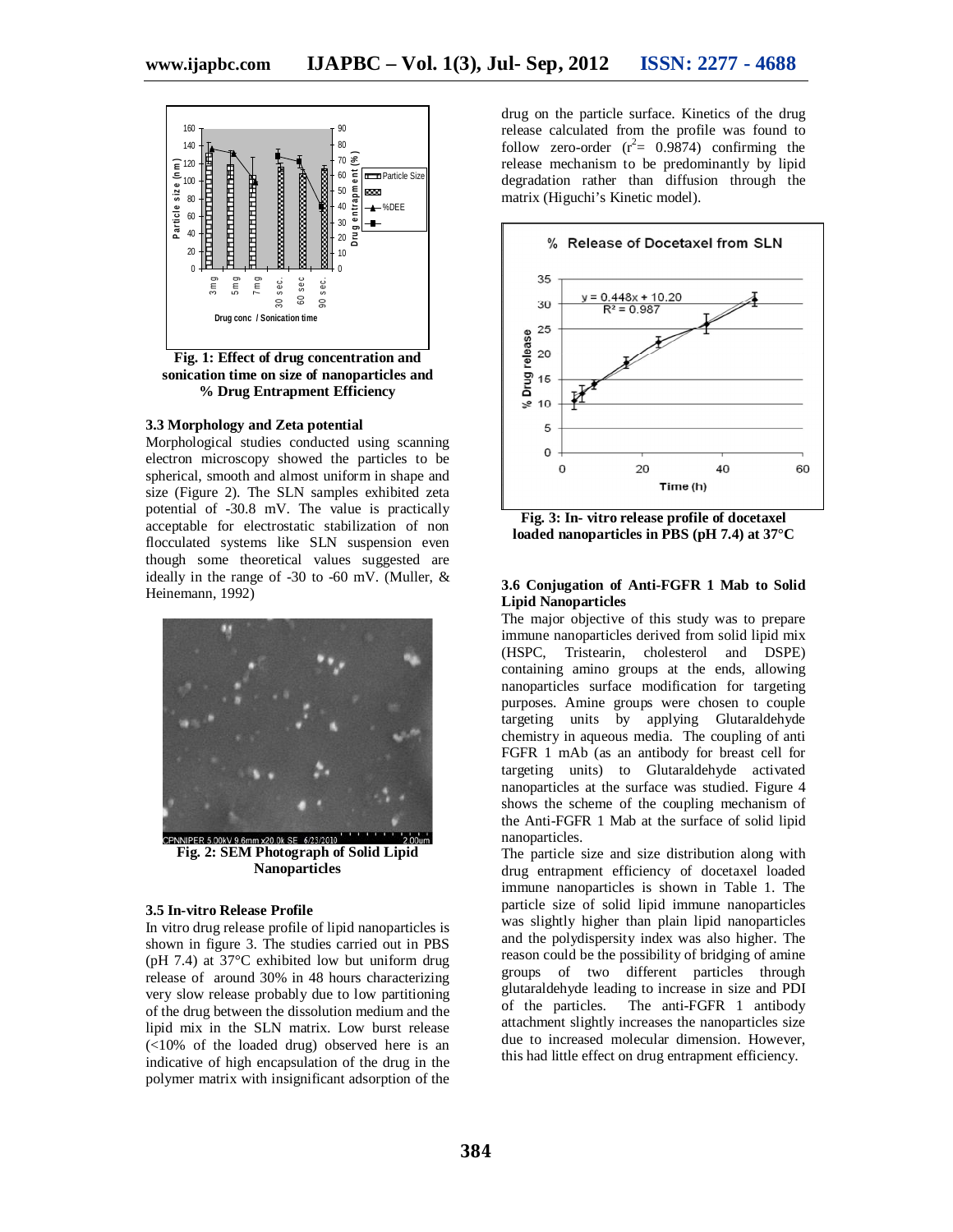Fig. 1: Effect of drug concentration and sonication time on size of nanoparticles and % Drug Entrapment Efficiency

### 3.3 Morphology and Zeta potential

Morphological studies conducted using scanning electron microscopy showed the particles to be spherical, smooth and almost uniform in shape and size (Figure 2). The SLN samples exhibited zeta potential of -30.8 mV. The value is practically acceptable for electrostatic stabilization of non flocculated systems like SLN suspension even though some theoretical values suggested are ideally in the range of -30 to -60 mV. (Muller, & Heinemann, 1992)

Fig. 2: SEM Photograph of Solid Lipid Nanoparticles

### 3.5 In-vitro Release Profile

In vitro drug release profile of lipid nanoparticles is shown in figure 3. The studies carried out in PBS (pH 7.4) at 37°C exhibited low but uniform drug release of around 30% in 48 hours characterizing very slow release probably due to low partitioning of the drug between the dissolution medium and the lipid mix in the SLN matrix. Low burst release (<10% of the loaded drug) observed here is an indicative of high encapsulation of the drug in the polymer matrix with insignificant adsorption of the drug on the particle surface. Kinetics of the drug release calculated from the profile was found to follow zero-order ($r^2$= 0.9874) confirming the release mechanism to be predominantly by lipid degradation rather than diffusion through the matrix (Higuchi's Kinetic model).

Fig. 3: In- vitro release profile of docetaxel loaded nanoparticles in PBS (pH 7.4) at 37°C

### 3.6 Conjugation of Anti-FGFR 1 Mab to Solid Lipid Nanoparticles

The major objective of this study was to prepare immune nanoparticles derived from solid lipid mix (HSPC, Tristearin, cholesterol and DSPE) containing amino groups at the ends, allowing nanoparticles surface modification for targeting purposes. Amine groups were chosen to couple targeting units by applying Glutaraldehyde chemistry in aqueous media. The coupling of anti FGFR 1 mAb (as an antibody for breast cell for targeting units) to Glutaraldehyde activated nanoparticles at the surface was studied. Figure 4 shows the scheme of the coupling mechanism of the Anti-FGFR 1 Mab at the surface of solid lipid nanoparticles.

The particle size and size distribution along with drug entrapment efficiency of docetaxel loaded immune nanoparticles is shown in Table 1. The particle size of solid lipid immune nanoparticles was slightly higher than plain lipid nanoparticles and the polydispersity index was also higher. The reason could be the possibility of bridging of amine groups of two different particles through glutaraldehyde leading to increase in size and PDI of the particles. The anti-FGFR 1 antibody attachment slightly increases the nanoparticles size due to increased molecular dimension. However, this had little effect on drug entrapment efficiency.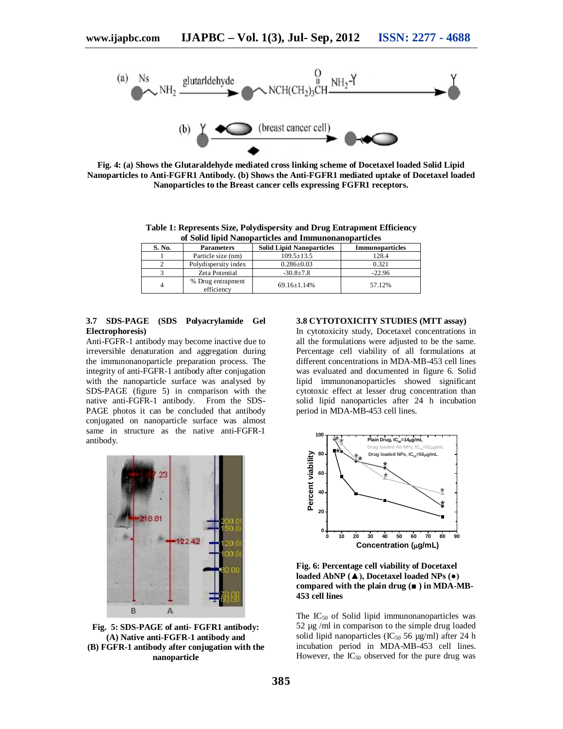Fig. 4: (a) Shows the Glutaraldehyde mediated cross linking scheme of Docetaxel loaded Solid Lipid Nanoparticles to Anti-FGFR1 Antibody. (b) Shows the Anti-FGFR1 mediated uptake of Docetaxel loaded Nanoparticles to the Breast cancer cells expressing FGFR1 receptors.

**Table 1: Represents Size, Polydispersity and Drug Entrapment Efficiency of Solid lipid Nanoparticles and Immunonanoparticles**

| S. No. | Parameters | Solid Lipid Nanoparticles | Immunoparticles |
|---|---|---|---|
| 1 | Particle size (nm) | 109.5±13.5 | 128.4 |
| 2 | Polydispersity index | 0.286±0.03 | 0.321 |
| 3 | Zeta Potential | -30.8±7.8 | -22.96 |
| 4 | % Drug entrapment efficiency | 69.16±1.14% | 57.12% |

### 3.7 SDS-PAGE (SDS Polyacrylamide Gel Electrophoresis)

Anti-FGFR-1 antibody may become inactive due to irreversible denaturation and aggregation during the immunonanoparticle preparation process. The integrity of anti-FGFR-1 antibody after conjugation with the nanoparticle surface was analysed by SDS-PAGE (figure 5) in comparison with the native anti-FGFR-1 antibody. From the SDS-PAGE photos it can be concluded that antibody conjugated on nanoparticle surface was almost same in structure as the native anti-FGFR-1 antibody.

**Fig. 5: SDS-PAGE of anti- FGFR1 antibody: (A) Native anti-FGFR-1 antibody and (B) FGFR-1 antibody after conjugation with the nanoparticle**

### 3.8 CYTOTOXICITY STUDIES (MTT assay)

In cytotoxicity study, Docetaxel concentrations in all the formulations were adjusted to be the same. Percentage cell viability of all formulations at different concentrations in MDA-MB-453 cell lines was evaluated and documented in figure 6. Solid lipid immunonanoparticles showed significant cytotoxic effect at lesser drug concentration than solid lipid nanoparticles after 24 h incubation period in MDA-MB-453 cell lines.

**Fig. 6: Percentage cell viability of Docetaxel loaded AbNP (▲), Docetaxel loaded NPs (●) compared with the plain drug (■) in MDA-MB-453 cell lines**

The $IC_{50}$ of Solid lipid immunonanoparticles was 52 µg /ml in comparison to the simple drug loaded solid lipid nanoparticles ($IC_{50}$ 56 µg/ml) after 24 h incubation period in MDA-MB-453 cell lines. However, the $IC_{50}$ observed for the pure drug was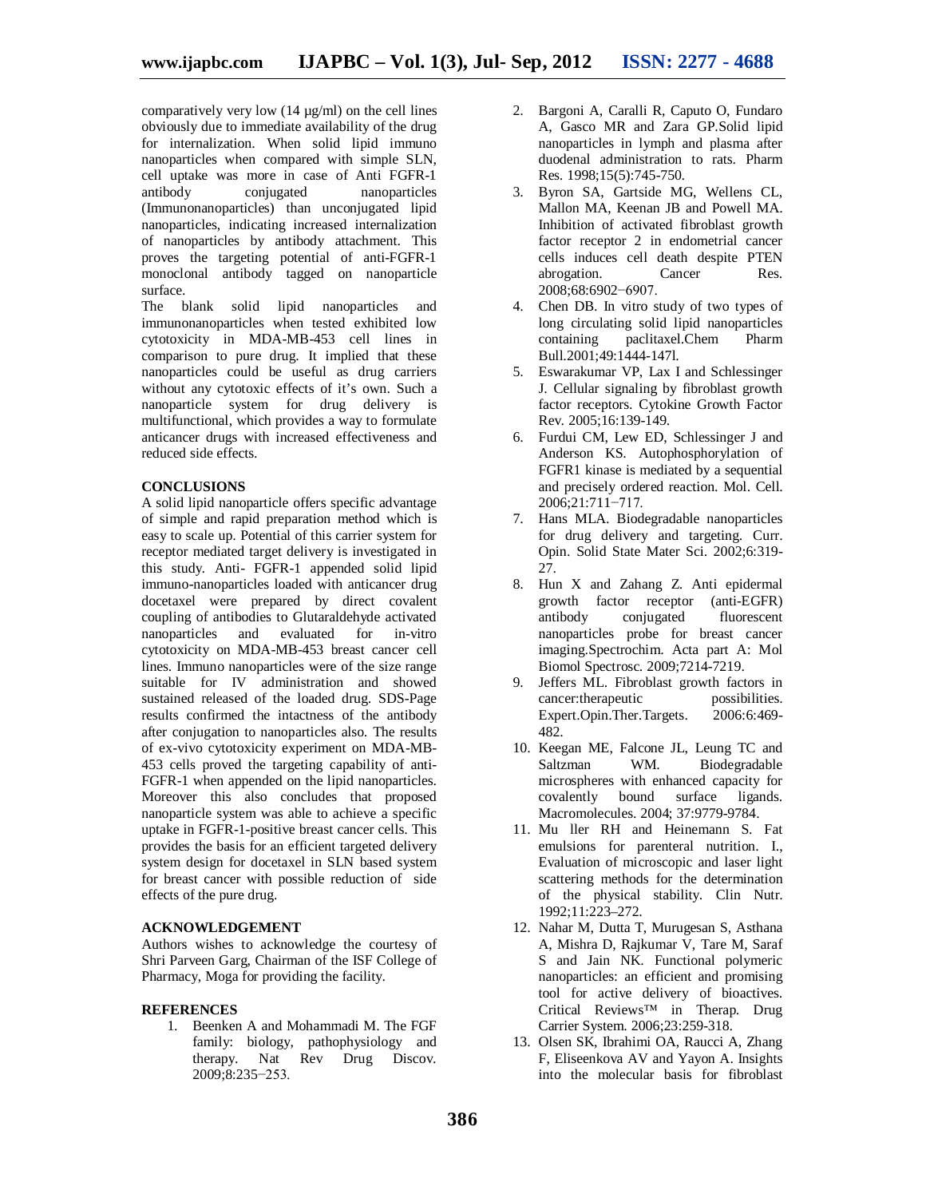comparatively very low (14 µg/ml) on the cell lines obviously due to immediate availability of the drug for internalization. When solid lipid immuno nanoparticles when compared with simple SLN, cell uptake was more in case of Anti FGFR-1 antibody conjugated nanoparticles (Immunonanoparticles) than unconjugated lipid nanoparticles, indicating increased internalization of nanoparticles by antibody attachment. This proves the targeting potential of anti-FGFR-1 monoclonal antibody tagged on nanoparticle surface.

The blank solid lipid nanoparticles and immunonanoparticles when tested exhibited low cytotoxicity in MDA-MB-453 cell lines in comparison to pure drug. It implied that these nanoparticles could be useful as drug carriers without any cytotoxic effects of it's own. Such a nanoparticle system for drug delivery is multifunctional, which provides a way to formulate anticancer drugs with increased effectiveness and reduced side effects.

## CONCLUSIONS

A solid lipid nanoparticle offers specific advantage of simple and rapid preparation method which is easy to scale up. Potential of this carrier system for receptor mediated target delivery is investigated in this study. Anti- FGFR-1 appended solid lipid immuno-nanoparticles loaded with anticancer drug docetaxel were prepared by direct covalent coupling of antibodies to Glutaraldehyde activated nanoparticles and evaluated for in-vitro cytotoxicity on MDA-MB-453 breast cancer cell lines. Immuno nanoparticles were of the size range suitable for IV administration and showed sustained released of the loaded drug. SDS-Page results confirmed the intactness of the antibody after conjugation to nanoparticles also. The results of ex-vivo cytotoxicity experiment on MDA-MB-453 cells proved the targeting capability of anti-FGFR-1 when appended on the lipid nanoparticles. Moreover this also concludes that proposed nanoparticle system was able to achieve a specific uptake in FGFR-1-positive breast cancer cells. This provides the basis for an efficient targeted delivery system design for docetaxel in SLN based system for breast cancer with possible reduction of side effects of the pure drug.

## ACKNOWLEDGEMENT

Authors wishes to acknowledge the courtesy of Shri Parveen Garg, Chairman of the ISF College of Pharmacy, Moga for providing the facility.

## REFERENCES

1. Beenken A and Mohammadi M. The FGF family: biology, pathophysiology and therapy. Nat Rev Drug Discov. 2009;8:235−253.
2. Bargoni A, Caralli R, Caputo O, Fundaro A, Gasco MR and Zara GP.Solid lipid nanoparticles in lymph and plasma after duodenal administration to rats. Pharm Res. 1998;15(5):745-750.
3. Byron SA, Gartside MG, Wellens CL, Mallon MA, Keenan JB and Powell MA. Inhibition of activated fibroblast growth factor receptor 2 in endometrial cancer cells induces cell death despite PTEN abrogation. Cancer Res. 2008;68:6902−6907.
4. Chen DB. In vitro study of two types of long circulating solid lipid nanoparticles containing paclitaxel.Chem Pharm Bull.2001;49:1444-147l.
5. Eswarakumar VP, Lax I and Schlessinger J. Cellular signaling by fibroblast growth factor receptors. Cytokine Growth Factor Rev. 2005;16:139-149.
6. Furdui CM, Lew ED, Schlessinger J and Anderson KS. Autophosphorylation of FGFR1 kinase is mediated by a sequential and precisely ordered reaction. Mol. Cell. 2006;21:711−717.
7. Hans MLA. Biodegradable nanoparticles for drug delivery and targeting. Curr. Opin. Solid State Mater Sci. 2002;6:319-27.
8. Hun X and Zahang Z. Anti epidermal growth factor receptor (anti-EGFR) antibody conjugated fluorescent nanoparticles probe for breast cancer imaging.Spectrochim. Acta part A: Mol Biomol Spectrosc. 2009;7214-7219.
9. Jeffers ML. Fibroblast growth factors in cancer:therapeutic possibilities. Expert.Opin.Ther.Targets. 2006:6:469-482.
10. Keegan ME, Falcone JL, Leung TC and Saltzman WM. Biodegradable microspheres with enhanced capacity for covalently bound surface ligands. Macromolecules. 2004; 37:9779-9784.
11. Mu ller RH and Heinemann S. Fat emulsions for parenteral nutrition. I., Evaluation of microscopic and laser light scattering methods for the determination of the physical stability. Clin Nutr. 1992;11:223–272.
12. Nahar M, Dutta T, Murugesan S, Asthana A, Mishra D, Rajkumar V, Tare M, Saraf S and Jain NK. Functional polymeric nanoparticles: an efficient and promising tool for active delivery of bioactives. Critical Reviews™ in Therap. Drug Carrier System. 2006;23:259-318.
13. Olsen SK, Ibrahimi OA, Raucci A, Zhang F, Eliseenkova AV and Yayon A. Insights into the molecular basis for fibroblast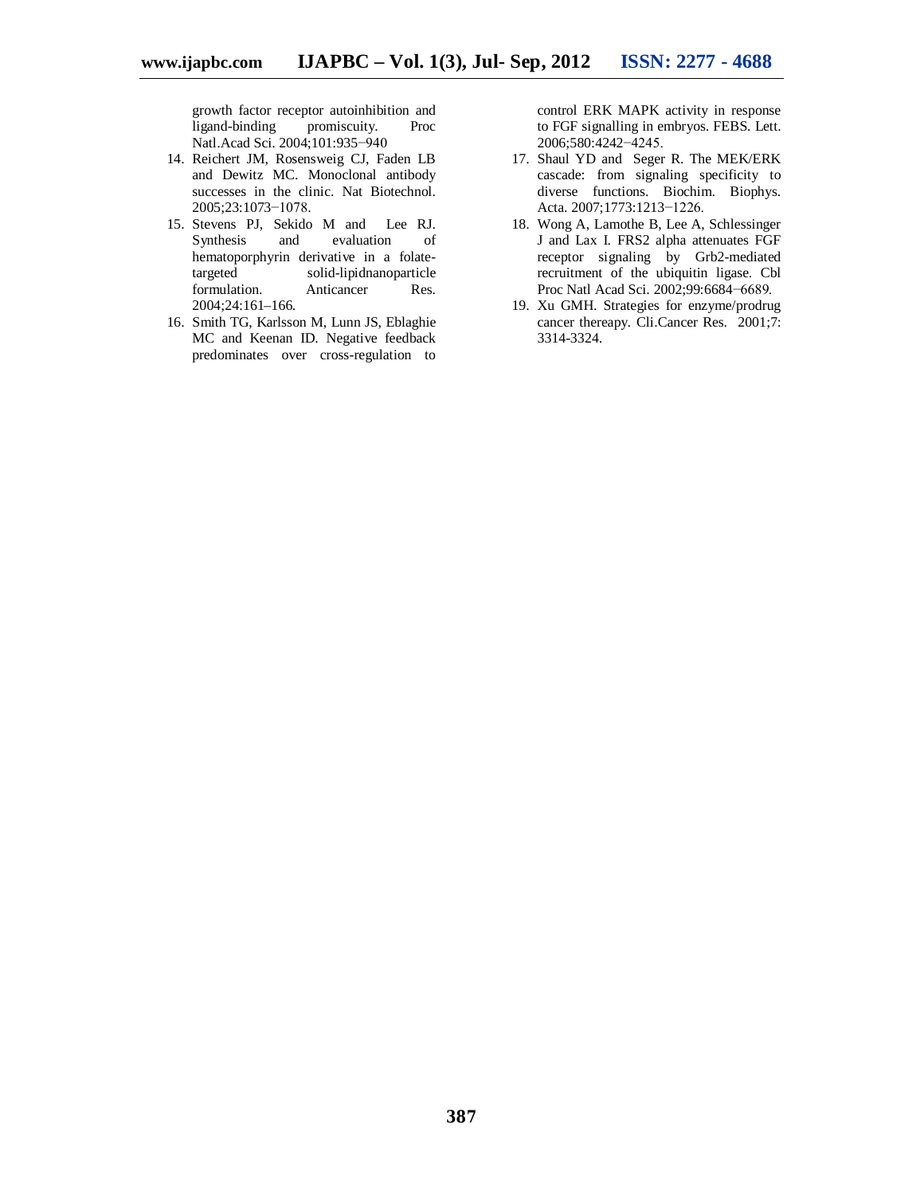growth factor receptor autoinhibition and ligand-binding promiscuity. Proc Natl.Acad Sci. 2004;101:935−940

14. Reichert JM, Rosensweig CJ, Faden LB and Dewitz MC. Monoclonal antibody successes in the clinic. Nat Biotechnol. 2005;23:1073−1078.
15. Stevens PJ, Sekido M and Lee RJ. Synthesis and evaluation of hematoporphyrin derivative in a folate-targeted solid-lipidnanoparticle formulation. Anticancer Res. 2004;24:161–166.
16. Smith TG, Karlsson M, Lunn JS, Eblaghie MC and Keenan ID. Negative feedback predominates over cross-regulation to control ERK MAPK activity in response to FGF signalling in embryos. FEBS. Lett. 2006;580:4242−4245.
17. Shaul YD and Seger R. The MEK/ERK cascade: from signaling specificity to diverse functions. Biochim. Biophys. Acta. 2007;1773:1213−1226.
18. Wong A, Lamothe B, Lee A, Schlessinger J and Lax I. FRS2 alpha attenuates FGF receptor signaling by Grb2-mediated recruitment of the ubiquitin ligase. Cbl Proc Natl Acad Sci. 2002;99:6684−6689.
19. Xu GMH. Strategies for enzyme/prodrug cancer thereapy. Cli.Cancer Res. 2001;7: 3314-3324.